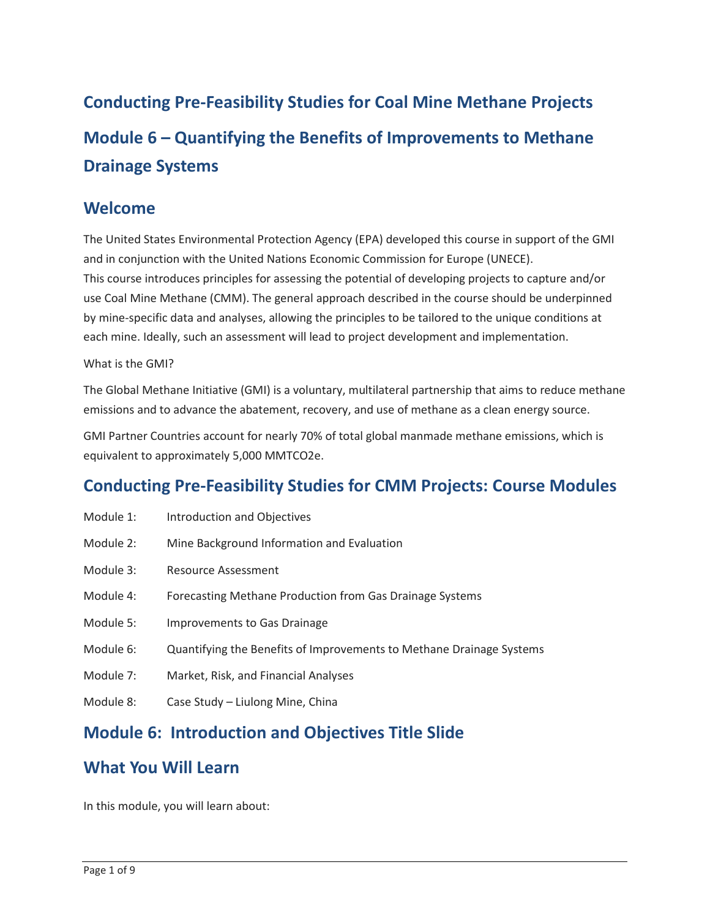# Conducting Pre-Feasibility Studies for Coal Mine Methane Projects

# Module 6 – Quantifying the Benefits of Improvements to Methane Drainage Systems

## Welcome

The United States Environmental Protection Agency (EPA) developed this course in support of the GMI and in conjunction with the United Nations Economic Commission for Europe (UNECE).
This course introduces principles for assessing the potential of developing projects to capture and/or use Coal Mine Methane (CMM). The general approach described in the course should be underpinned by mine-specific data and analyses, allowing the principles to be tailored to the unique conditions at each mine. Ideally, such an assessment will lead to project development and implementation.

What is the GMI?

The Global Methane Initiative (GMI) is a voluntary, multilateral partnership that aims to reduce methane emissions and to advance the abatement, recovery, and use of methane as a clean energy source.

GMI Partner Countries account for nearly 70% of total global manmade methane emissions, which is equivalent to approximately 5,000 MMTCO2e.

## Conducting Pre-Feasibility Studies for CMM Projects: Course Modules

| | |
|---|---|
| Module 1: | Introduction and Objectives |
| Module 2: | Mine Background Information and Evaluation |
| Module 3: | Resource Assessment |
| Module 4: | Forecasting Methane Production from Gas Drainage Systems |
| Module 5: | Improvements to Gas Drainage |
| Module 6: | Quantifying the Benefits of Improvements to Methane Drainage Systems |
| Module 7: | Market, Risk, and Financial Analyses |
| Module 8: | Case Study – Liulong Mine, China |

## Module 6: Introduction and Objectives Title Slide

## What You Will Learn

In this module, you will learn about: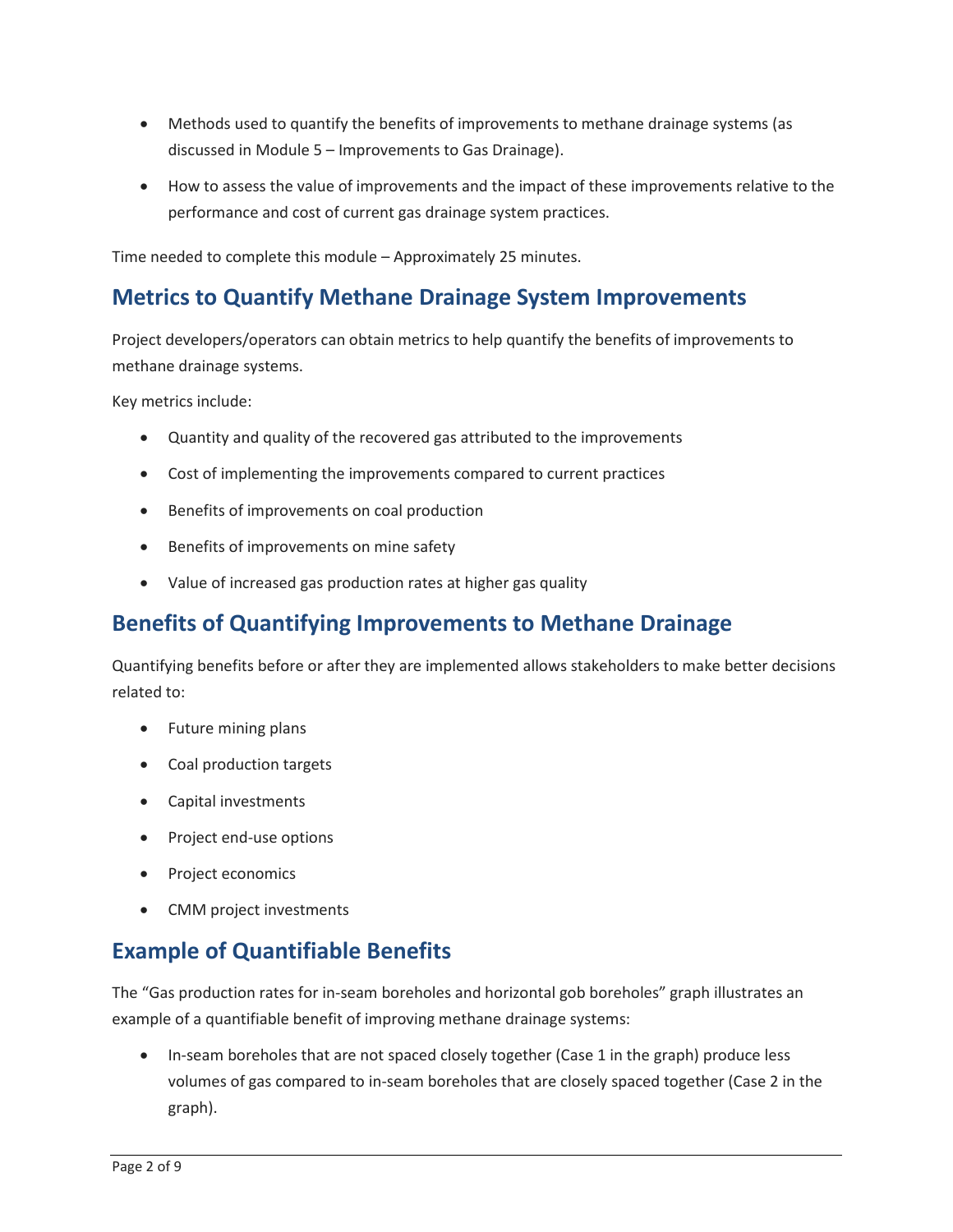- Methods used to quantify the benefits of improvements to methane drainage systems (as discussed in Module 5 – Improvements to Gas Drainage).
- How to assess the value of improvements and the impact of these improvements relative to the performance and cost of current gas drainage system practices.

Time needed to complete this module – Approximately 25 minutes.

## Metrics to Quantify Methane Drainage System Improvements

Project developers/operators can obtain metrics to help quantify the benefits of improvements to methane drainage systems.

Key metrics include:

- Quantity and quality of the recovered gas attributed to the improvements
- Cost of implementing the improvements compared to current practices
- Benefits of improvements on coal production
- Benefits of improvements on mine safety
- Value of increased gas production rates at higher gas quality

## Benefits of Quantifying Improvements to Methane Drainage

Quantifying benefits before or after they are implemented allows stakeholders to make better decisions related to:

- Future mining plans
- Coal production targets
- Capital investments
- Project end-use options
- Project economics
- CMM project investments

## Example of Quantifiable Benefits

The "Gas production rates for in-seam boreholes and horizontal gob boreholes" graph illustrates an example of a quantifiable benefit of improving methane drainage systems:

- In-seam boreholes that are not spaced closely together (Case 1 in the graph) produce less volumes of gas compared to in-seam boreholes that are closely spaced together (Case 2 in the graph).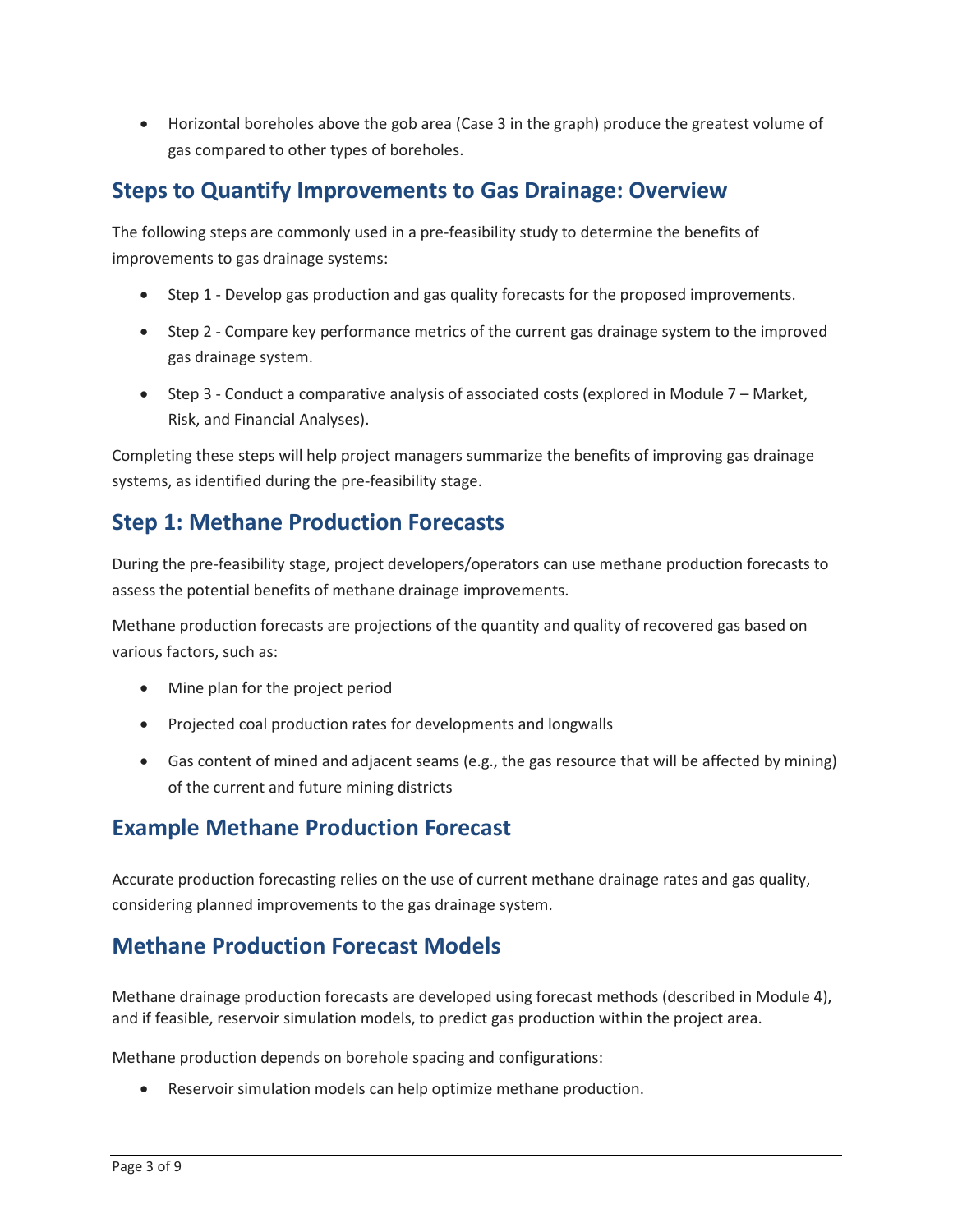- Horizontal boreholes above the gob area (Case 3 in the graph) produce the greatest volume of gas compared to other types of boreholes.

## Steps to Quantify Improvements to Gas Drainage: Overview

The following steps are commonly used in a pre-feasibility study to determine the benefits of improvements to gas drainage systems:

- Step 1 - Develop gas production and gas quality forecasts for the proposed improvements.
- Step 2 - Compare key performance metrics of the current gas drainage system to the improved gas drainage system.
- Step 3 - Conduct a comparative analysis of associated costs (explored in Module 7 – Market, Risk, and Financial Analyses).

Completing these steps will help project managers summarize the benefits of improving gas drainage systems, as identified during the pre-feasibility stage.

## Step 1: Methane Production Forecasts

During the pre-feasibility stage, project developers/operators can use methane production forecasts to assess the potential benefits of methane drainage improvements.

Methane production forecasts are projections of the quantity and quality of recovered gas based on various factors, such as:

- Mine plan for the project period
- Projected coal production rates for developments and longwalls
- Gas content of mined and adjacent seams (e.g., the gas resource that will be affected by mining) of the current and future mining districts

## Example Methane Production Forecast

Accurate production forecasting relies on the use of current methane drainage rates and gas quality, considering planned improvements to the gas drainage system.

## Methane Production Forecast Models

Methane drainage production forecasts are developed using forecast methods (described in Module 4), and if feasible, reservoir simulation models, to predict gas production within the project area.

Methane production depends on borehole spacing and configurations:

- Reservoir simulation models can help optimize methane production.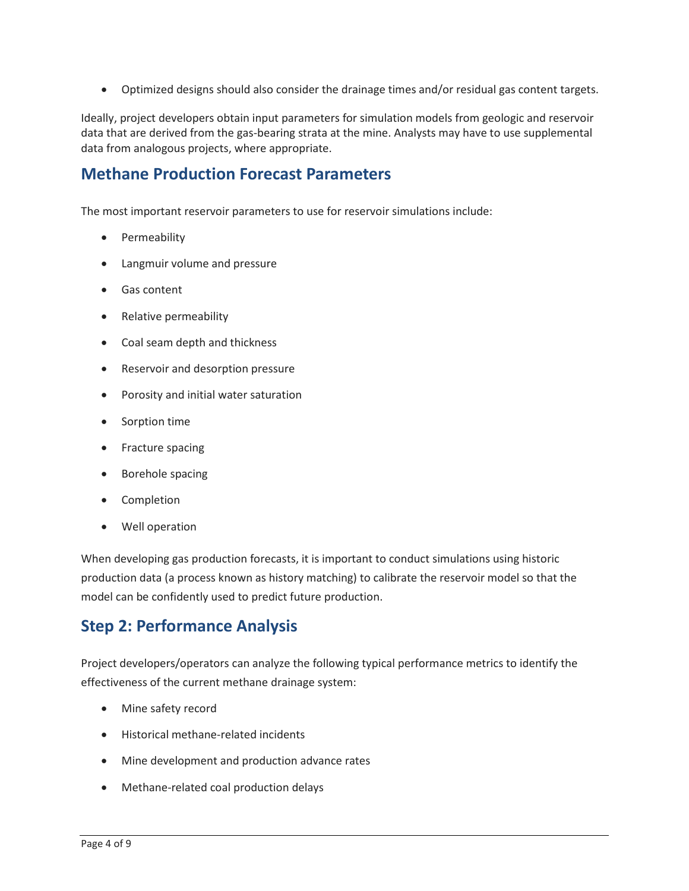- Optimized designs should also consider the drainage times and/or residual gas content targets.

Ideally, project developers obtain input parameters for simulation models from geologic and reservoir data that are derived from the gas-bearing strata at the mine. Analysts may have to use supplemental data from analogous projects, where appropriate.

## Methane Production Forecast Parameters

The most important reservoir parameters to use for reservoir simulations include:

- Permeability
- Langmuir volume and pressure
- Gas content
- Relative permeability
- Coal seam depth and thickness
- Reservoir and desorption pressure
- Porosity and initial water saturation
- Sorption time
- Fracture spacing
- Borehole spacing
- Completion
- Well operation

When developing gas production forecasts, it is important to conduct simulations using historic production data (a process known as history matching) to calibrate the reservoir model so that the model can be confidently used to predict future production.

## Step 2: Performance Analysis

Project developers/operators can analyze the following typical performance metrics to identify the effectiveness of the current methane drainage system:

- Mine safety record
- Historical methane-related incidents
- Mine development and production advance rates
- Methane-related coal production delays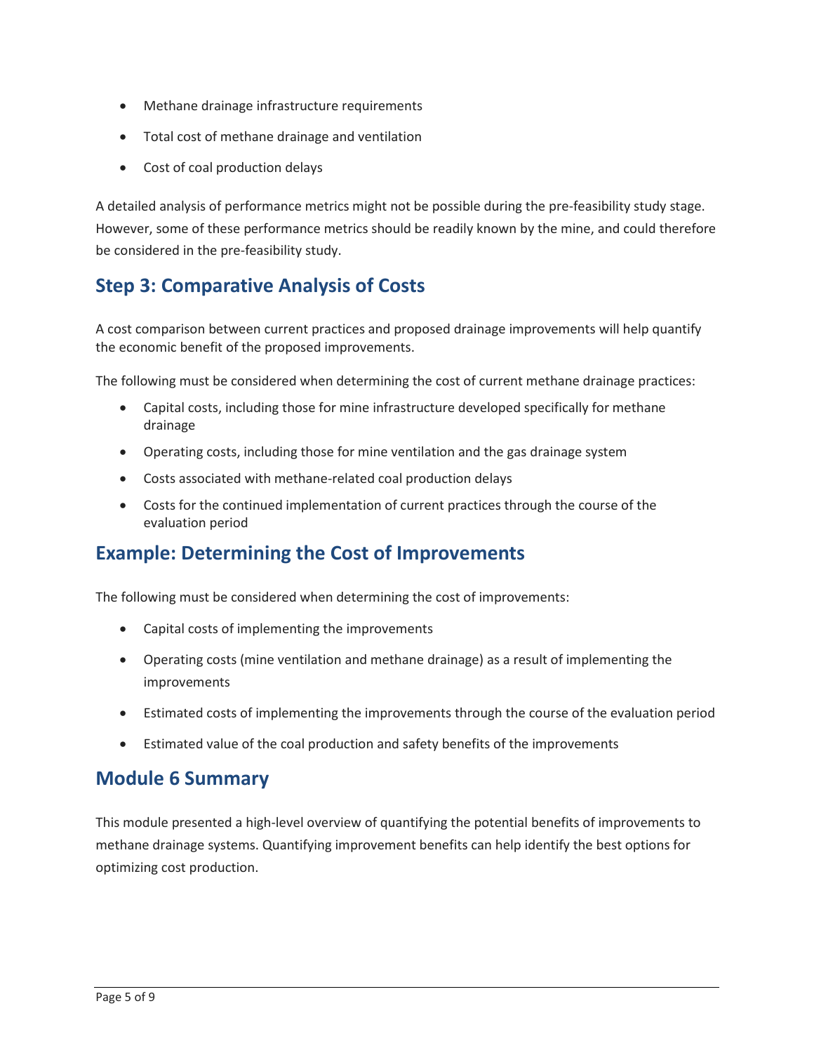- Methane drainage infrastructure requirements
- Total cost of methane drainage and ventilation
- Cost of coal production delays

A detailed analysis of performance metrics might not be possible during the pre-feasibility study stage. However, some of these performance metrics should be readily known by the mine, and could therefore be considered in the pre-feasibility study.

## Step 3: Comparative Analysis of Costs

A cost comparison between current practices and proposed drainage improvements will help quantify the economic benefit of the proposed improvements.

The following must be considered when determining the cost of current methane drainage practices:

- Capital costs, including those for mine infrastructure developed specifically for methane drainage
- Operating costs, including those for mine ventilation and the gas drainage system
- Costs associated with methane-related coal production delays
- Costs for the continued implementation of current practices through the course of the evaluation period

## Example: Determining the Cost of Improvements

The following must be considered when determining the cost of improvements:

- Capital costs of implementing the improvements
- Operating costs (mine ventilation and methane drainage) as a result of implementing the improvements
- Estimated costs of implementing the improvements through the course of the evaluation period
- Estimated value of the coal production and safety benefits of the improvements

## Module 6 Summary

This module presented a high-level overview of quantifying the potential benefits of improvements to methane drainage systems. Quantifying improvement benefits can help identify the best options for optimizing cost production.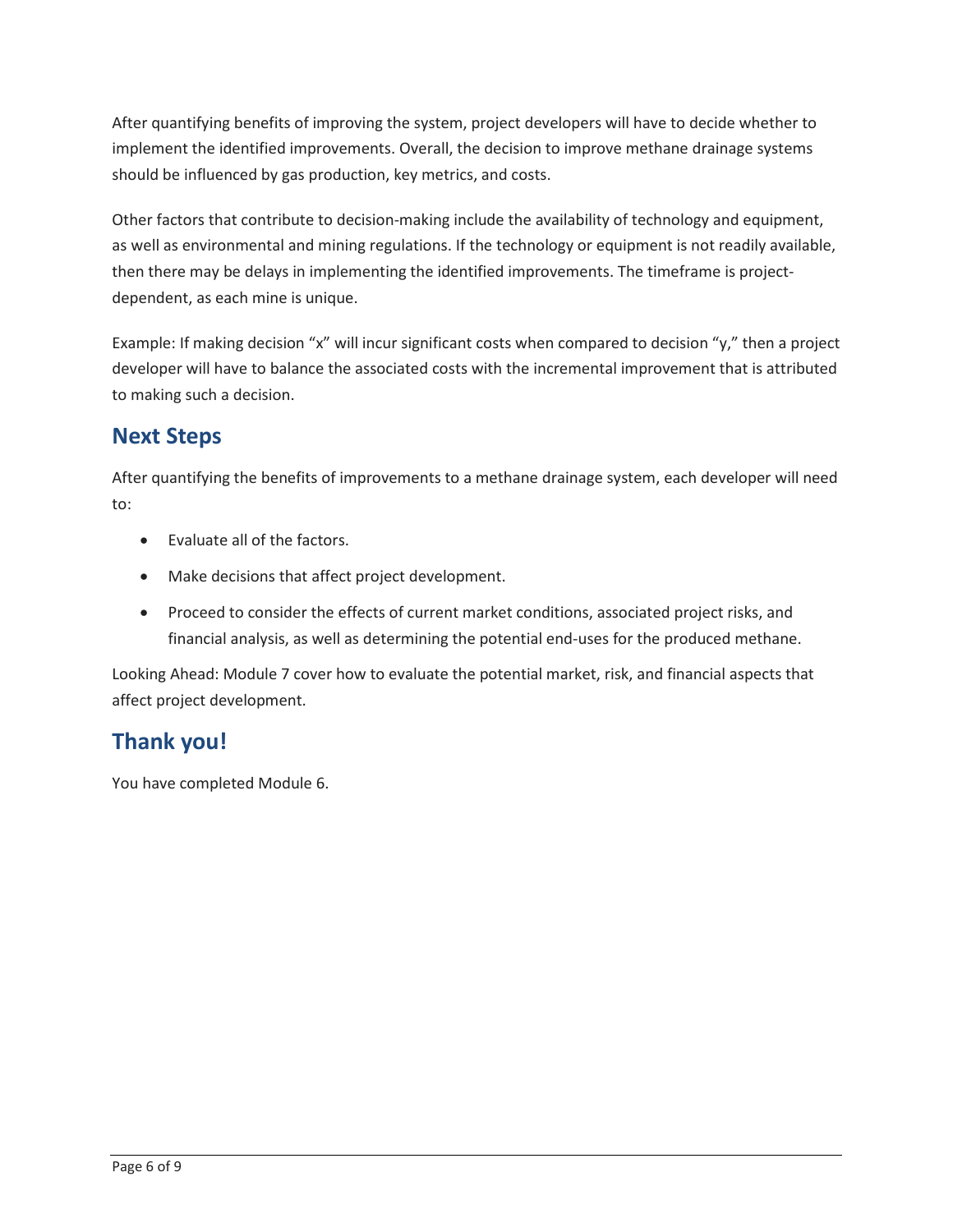After quantifying benefits of improving the system, project developers will have to decide whether to implement the identified improvements. Overall, the decision to improve methane drainage systems should be influenced by gas production, key metrics, and costs.

Other factors that contribute to decision-making include the availability of technology and equipment, as well as environmental and mining regulations. If the technology or equipment is not readily available, then there may be delays in implementing the identified improvements. The timeframe is project-dependent, as each mine is unique.

Example: If making decision “x” will incur significant costs when compared to decision “y,” then a project developer will have to balance the associated costs with the incremental improvement that is attributed to making such a decision.

## Next Steps

After quantifying the benefits of improvements to a methane drainage system, each developer will need to:

- Evaluate all of the factors.
- Make decisions that affect project development.
- Proceed to consider the effects of current market conditions, associated project risks, and financial analysis, as well as determining the potential end-uses for the produced methane.

Looking Ahead: Module 7 cover how to evaluate the potential market, risk, and financial aspects that affect project development.

## Thank you!

You have completed Module 6.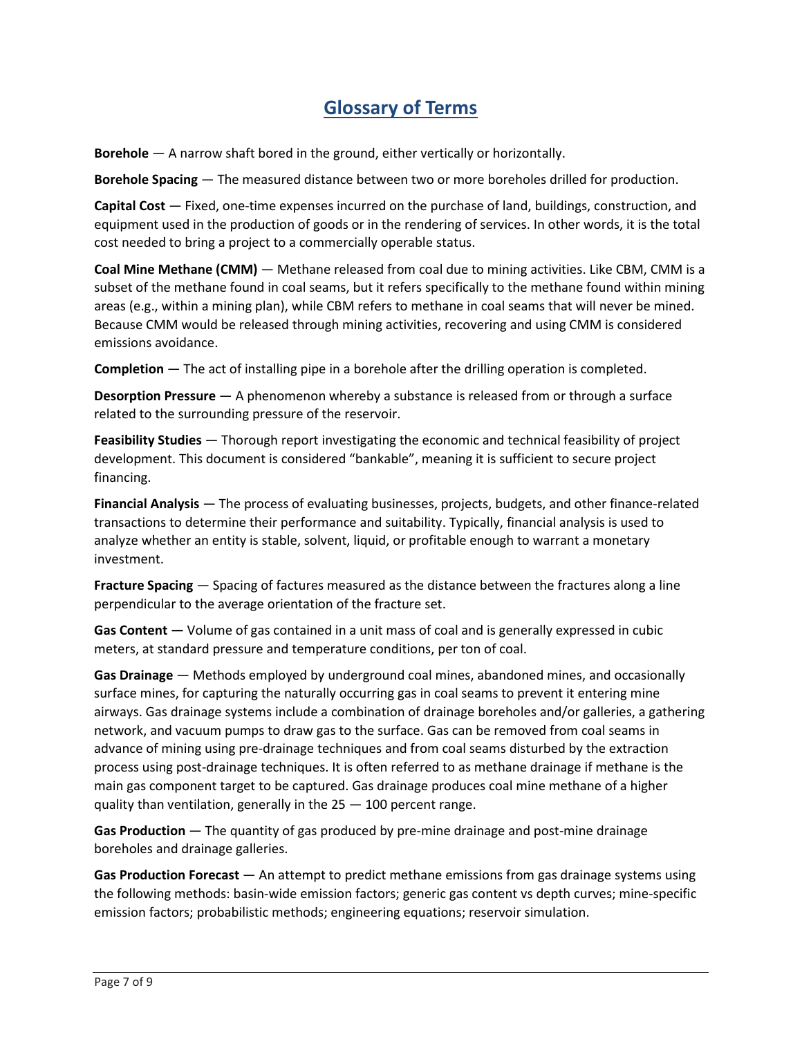# Glossary of Terms

**Borehole** — A narrow shaft bored in the ground, either vertically or horizontally.

**Borehole Spacing** — The measured distance between two or more boreholes drilled for production.

**Capital Cost** — Fixed, one-time expenses incurred on the purchase of land, buildings, construction, and equipment used in the production of goods or in the rendering of services. In other words, it is the total cost needed to bring a project to a commercially operable status.

**Coal Mine Methane (CMM)** — Methane released from coal due to mining activities. Like CBM, CMM is a subset of the methane found in coal seams, but it refers specifically to the methane found within mining areas (e.g., within a mining plan), while CBM refers to methane in coal seams that will never be mined. Because CMM would be released through mining activities, recovering and using CMM is considered emissions avoidance.

**Completion** — The act of installing pipe in a borehole after the drilling operation is completed.

**Desorption Pressure** — A phenomenon whereby a substance is released from or through a surface related to the surrounding pressure of the reservoir.

**Feasibility Studies** — Thorough report investigating the economic and technical feasibility of project development. This document is considered "bankable", meaning it is sufficient to secure project financing.

**Financial Analysis** — The process of evaluating businesses, projects, budgets, and other finance-related transactions to determine their performance and suitability. Typically, financial analysis is used to analyze whether an entity is stable, solvent, liquid, or profitable enough to warrant a monetary investment.

**Fracture Spacing** — Spacing of factures measured as the distance between the fractures along a line perpendicular to the average orientation of the fracture set.

**Gas Content —** Volume of gas contained in a unit mass of coal and is generally expressed in cubic meters, at standard pressure and temperature conditions, per ton of coal.

**Gas Drainage** — Methods employed by underground coal mines, abandoned mines, and occasionally surface mines, for capturing the naturally occurring gas in coal seams to prevent it entering mine airways. Gas drainage systems include a combination of drainage boreholes and/or galleries, a gathering network, and vacuum pumps to draw gas to the surface. Gas can be removed from coal seams in advance of mining using pre-drainage techniques and from coal seams disturbed by the extraction process using post-drainage techniques. It is often referred to as methane drainage if methane is the main gas component target to be captured. Gas drainage produces coal mine methane of a higher quality than ventilation, generally in the 25 — 100 percent range.

**Gas Production** — The quantity of gas produced by pre-mine drainage and post-mine drainage boreholes and drainage galleries.

**Gas Production Forecast** — An attempt to predict methane emissions from gas drainage systems using the following methods: basin-wide emission factors; generic gas content vs depth curves; mine-specific emission factors; probabilistic methods; engineering equations; reservoir simulation.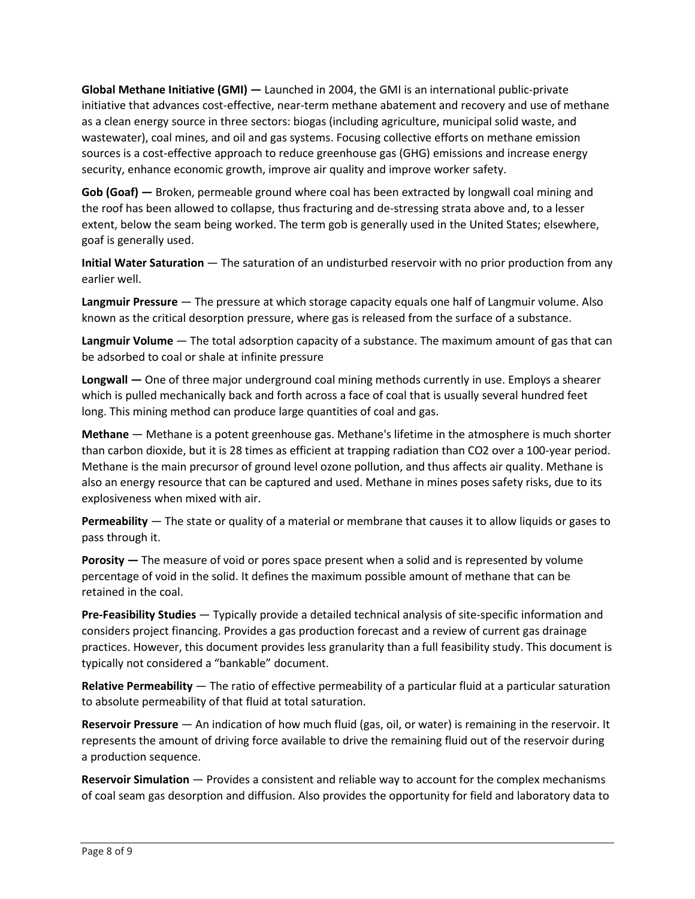**Global Methane Initiative (GMI) —** Launched in 2004, the GMI is an international public-private initiative that advances cost-effective, near-term methane abatement and recovery and use of methane as a clean energy source in three sectors: biogas (including agriculture, municipal solid waste, and wastewater), coal mines, and oil and gas systems. Focusing collective efforts on methane emission sources is a cost-effective approach to reduce greenhouse gas (GHG) emissions and increase energy security, enhance economic growth, improve air quality and improve worker safety.

**Gob (Goaf) —** Broken, permeable ground where coal has been extracted by longwall coal mining and the roof has been allowed to collapse, thus fracturing and de-stressing strata above and, to a lesser extent, below the seam being worked. The term gob is generally used in the United States; elsewhere, goaf is generally used.

**Initial Water Saturation** — The saturation of an undisturbed reservoir with no prior production from any earlier well.

**Langmuir Pressure** — The pressure at which storage capacity equals one half of Langmuir volume. Also known as the critical desorption pressure, where gas is released from the surface of a substance.

**Langmuir Volume** — The total adsorption capacity of a substance. The maximum amount of gas that can be adsorbed to coal or shale at infinite pressure

**Longwall —** One of three major underground coal mining methods currently in use. Employs a shearer which is pulled mechanically back and forth across a face of coal that is usually several hundred feet long. This mining method can produce large quantities of coal and gas.

**Methane** — Methane is a potent greenhouse gas. Methane's lifetime in the atmosphere is much shorter than carbon dioxide, but it is 28 times as efficient at trapping radiation than $CO_2$ over a 100-year period. Methane is the main precursor of ground level ozone pollution, and thus affects air quality. Methane is also an energy resource that can be captured and used. Methane in mines poses safety risks, due to its explosiveness when mixed with air.

**Permeability** — The state or quality of a material or membrane that causes it to allow liquids or gases to pass through it.

**Porosity —** The measure of void or pores space present when a solid and is represented by volume percentage of void in the solid. It defines the maximum possible amount of methane that can be retained in the coal.

**Pre-Feasibility Studies** — Typically provide a detailed technical analysis of site-specific information and considers project financing. Provides a gas production forecast and a review of current gas drainage practices. However, this document provides less granularity than a full feasibility study. This document is typically not considered a "bankable" document.

**Relative Permeability** — The ratio of effective permeability of a particular fluid at a particular saturation to absolute permeability of that fluid at total saturation.

**Reservoir Pressure** — An indication of how much fluid (gas, oil, or water) is remaining in the reservoir. It represents the amount of driving force available to drive the remaining fluid out of the reservoir during a production sequence.

**Reservoir Simulation** — Provides a consistent and reliable way to account for the complex mechanisms of coal seam gas desorption and diffusion. Also provides the opportunity for field and laboratory data to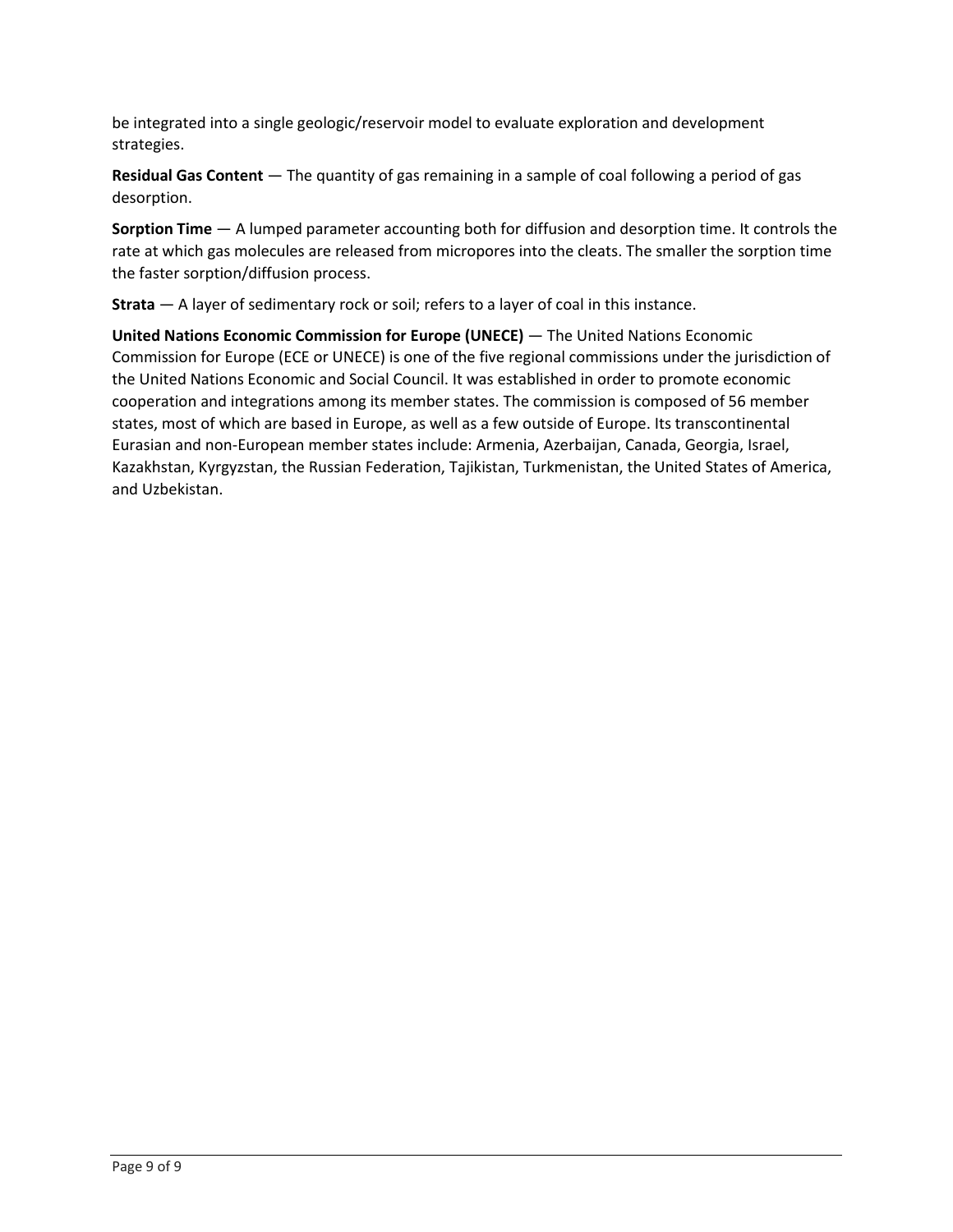be integrated into a single geologic/reservoir model to evaluate exploration and development strategies.

**Residual Gas Content** — The quantity of gas remaining in a sample of coal following a period of gas desorption.

**Sorption Time** — A lumped parameter accounting both for diffusion and desorption time. It controls the rate at which gas molecules are released from micropores into the cleats. The smaller the sorption time the faster sorption/diffusion process.

**Strata** — A layer of sedimentary rock or soil; refers to a layer of coal in this instance.

**United Nations Economic Commission for Europe (UNECE)** — The United Nations Economic Commission for Europe (ECE or UNECE) is one of the five regional commissions under the jurisdiction of the United Nations Economic and Social Council. It was established in order to promote economic cooperation and integrations among its member states. The commission is composed of 56 member states, most of which are based in Europe, as well as a few outside of Europe. Its transcontinental Eurasian and non-European member states include: Armenia, Azerbaijan, Canada, Georgia, Israel, Kazakhstan, Kyrgyzstan, the Russian Federation, Tajikistan, Turkmenistan, the United States of America, and Uzbekistan.